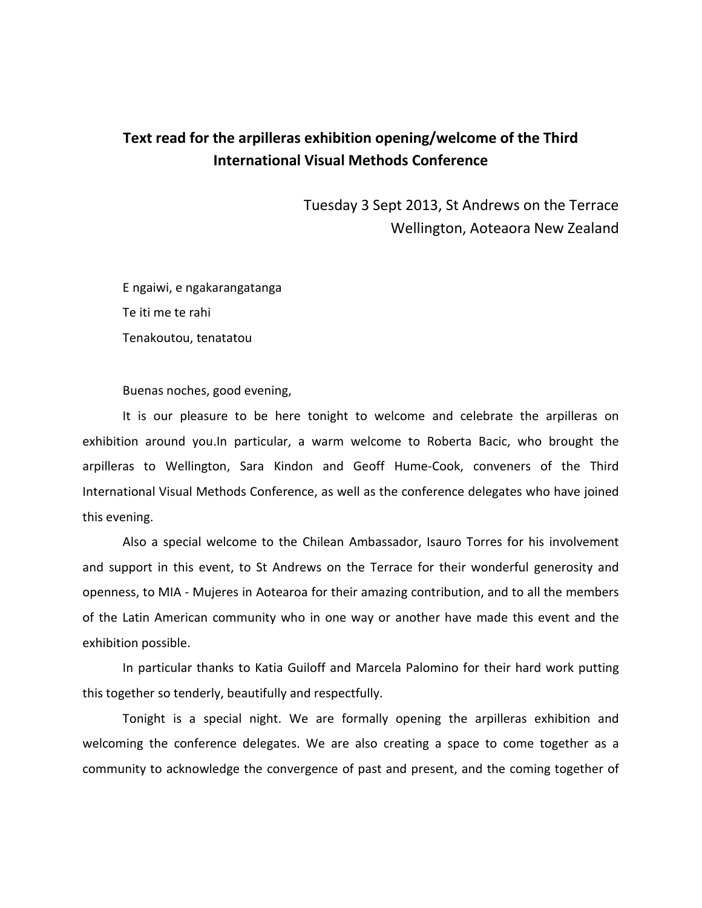**Text read for the arpilleras exhibition opening/welcome of the Third International Visual Methods Conference**

Tuesday 3 Sept 2013, St Andrews on the Terrace
Wellington, Aoteaora New Zealand

E ngaiwi, e ngakarangatanga

Te iti me te rahi

Tenakoutou, tenatatou

Buenas noches, good evening,

It is our pleasure to be here tonight to welcome and celebrate the arpilleras on exhibition around you.In particular, a warm welcome to Roberta Bacic, who brought the arpilleras to Wellington, Sara Kindon and Geoff Hume-Cook, conveners of the Third International Visual Methods Conference, as well as the conference delegates who have joined this evening.

Also a special welcome to the Chilean Ambassador, Isauro Torres for his involvement and support in this event, to St Andrews on the Terrace for their wonderful generosity and openness, to MIA - Mujeres in Aotearoa for their amazing contribution, and to all the members of the Latin American community who in one way or another have made this event and the exhibition possible.

In particular thanks to Katia Guiloff and Marcela Palomino for their hard work putting this together so tenderly, beautifully and respectfully.

Tonight is a special night. We are formally opening the arpilleras exhibition and welcoming the conference delegates. We are also creating a space to come together as a community to acknowledge the convergence of past and present, and the coming together of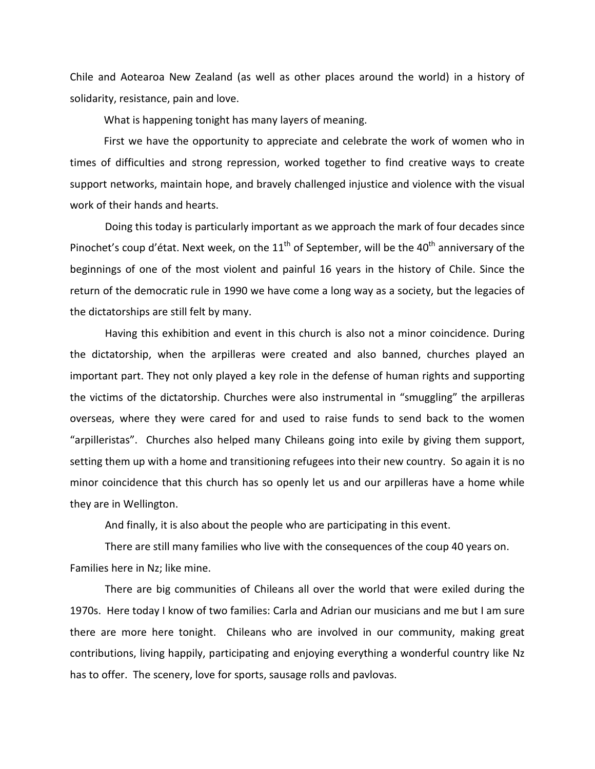Chile and Aotearoa New Zealand (as well as other places around the world) in a history of solidarity, resistance, pain and love.

What is happening tonight has many layers of meaning.

First we have the opportunity to appreciate and celebrate the work of women who in times of difficulties and strong repression, worked together to find creative ways to create support networks, maintain hope, and bravely challenged injustice and violence with the visual work of their hands and hearts.

Doing this today is particularly important as we approach the mark of four decades since Pinochet's coup d'état. Next week, on the 11th of September, will be the 40th anniversary of the beginnings of one of the most violent and painful 16 years in the history of Chile. Since the return of the democratic rule in 1990 we have come a long way as a society, but the legacies of the dictatorships are still felt by many.

Having this exhibition and event in this church is also not a minor coincidence. During the dictatorship, when the arpilleras were created and also banned, churches played an important part. They not only played a key role in the defense of human rights and supporting the victims of the dictatorship. Churches were also instrumental in "smuggling" the arpilleras overseas, where they were cared for and used to raise funds to send back to the women "arpilleristas". Churches also helped many Chileans going into exile by giving them support, setting them up with a home and transitioning refugees into their new country. So again it is no minor coincidence that this church has so openly let us and our arpilleras have a home while they are in Wellington.

And finally, it is also about the people who are participating in this event.

There are still many families who live with the consequences of the coup 40 years on. Families here in Nz; like mine.

There are big communities of Chileans all over the world that were exiled during the 1970s. Here today I know of two families: Carla and Adrian our musicians and me but I am sure there are more here tonight. Chileans who are involved in our community, making great contributions, living happily, participating and enjoying everything a wonderful country like Nz has to offer. The scenery, love for sports, sausage rolls and pavlovas.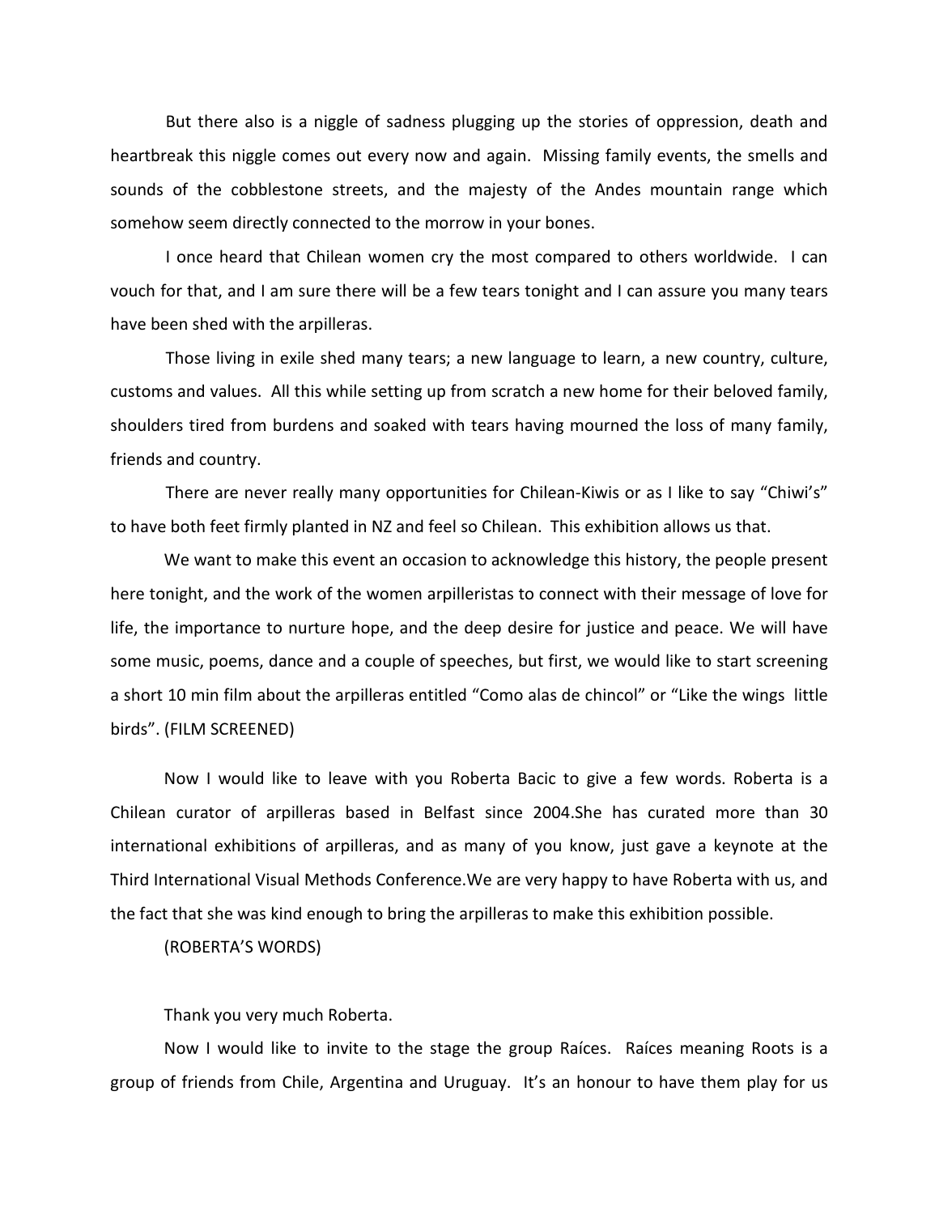But there also is a niggle of sadness plugging up the stories of oppression, death and heartbreak this niggle comes out every now and again. Missing family events, the smells and sounds of the cobblestone streets, and the majesty of the Andes mountain range which somehow seem directly connected to the morrow in your bones.

I once heard that Chilean women cry the most compared to others worldwide. I can vouch for that, and I am sure there will be a few tears tonight and I can assure you many tears have been shed with the arpilleras.

Those living in exile shed many tears; a new language to learn, a new country, culture, customs and values. All this while setting up from scratch a new home for their beloved family, shoulders tired from burdens and soaked with tears having mourned the loss of many family, friends and country.

There are never really many opportunities for Chilean-Kiwis or as I like to say "Chiwi's" to have both feet firmly planted in NZ and feel so Chilean. This exhibition allows us that.

We want to make this event an occasion to acknowledge this history, the people present here tonight, and the work of the women arpilleristas to connect with their message of love for life, the importance to nurture hope, and the deep desire for justice and peace. We will have some music, poems, dance and a couple of speeches, but first, we would like to start screening a short 10 min film about the arpilleras entitled "Como alas de chincol" or "Like the wings little birds". (FILM SCREENED)

Now I would like to leave with you Roberta Bacic to give a few words. Roberta is a Chilean curator of arpilleras based in Belfast since 2004.She has curated more than 30 international exhibitions of arpilleras, and as many of you know, just gave a keynote at the Third International Visual Methods Conference.We are very happy to have Roberta with us, and the fact that she was kind enough to bring the arpilleras to make this exhibition possible.

(ROBERTA'S WORDS)

Thank you very much Roberta.

Now I would like to invite to the stage the group Raíces. Raíces meaning Roots is a group of friends from Chile, Argentina and Uruguay. It's an honour to have them play for us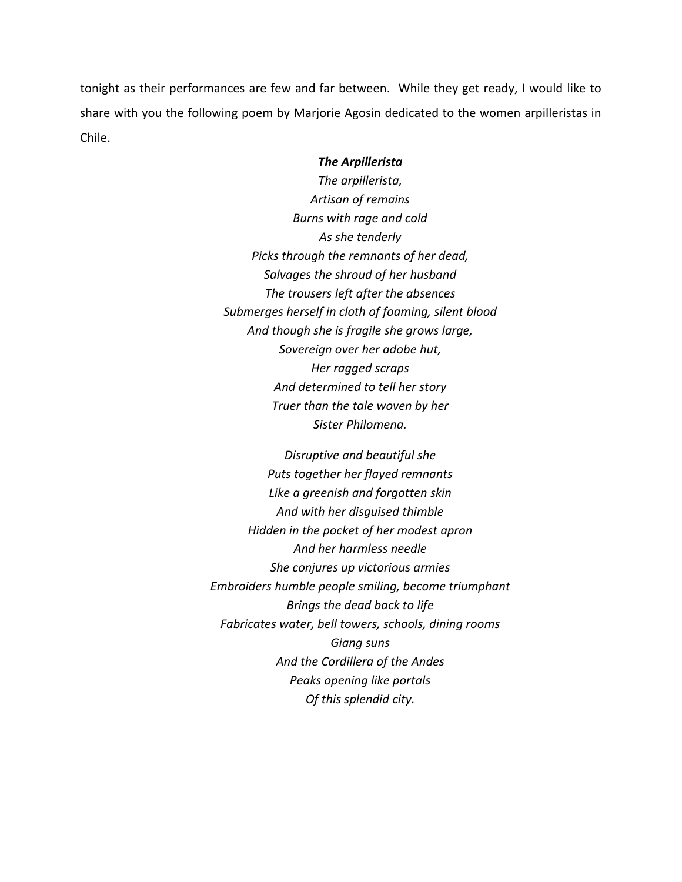tonight as their performances are few and far between. While they get ready, I would like to share with you the following poem by Marjorie Agosin dedicated to the women arpilleristas in Chile.

***The Arpillerista***

*The arpillerista,*  
*Artisan of remains*  
*Burns with rage and cold*  
*As she tenderly*  
*Picks through the remnants of her dead,*  
*Salvages the shroud of her husband*  
*The trousers left after the absences*  
*Submerges herself in cloth of foaming, silent blood*  
*And though she is fragile she grows large,*  
*Sovereign over her adobe hut,*  
*Her ragged scraps*  
*And determined to tell her story*  
*Truer than the tale woven by her*  
*Sister Philomena.*

*Disruptive and beautiful she*  
*Puts together her flayed remnants*  
*Like a greenish and forgotten skin*  
*And with her disguised thimble*  
*Hidden in the pocket of her modest apron*  
*And her harmless needle*  
*She conjures up victorious armies*  
*Embroiders humble people smiling, become triumphant*  
*Brings the dead back to life*  
*Fabricates water, bell towers, schools, dining rooms*  
*Giang suns*  
*And the Cordillera of the Andes*  
*Peaks opening like portals*  
*Of this splendid city.*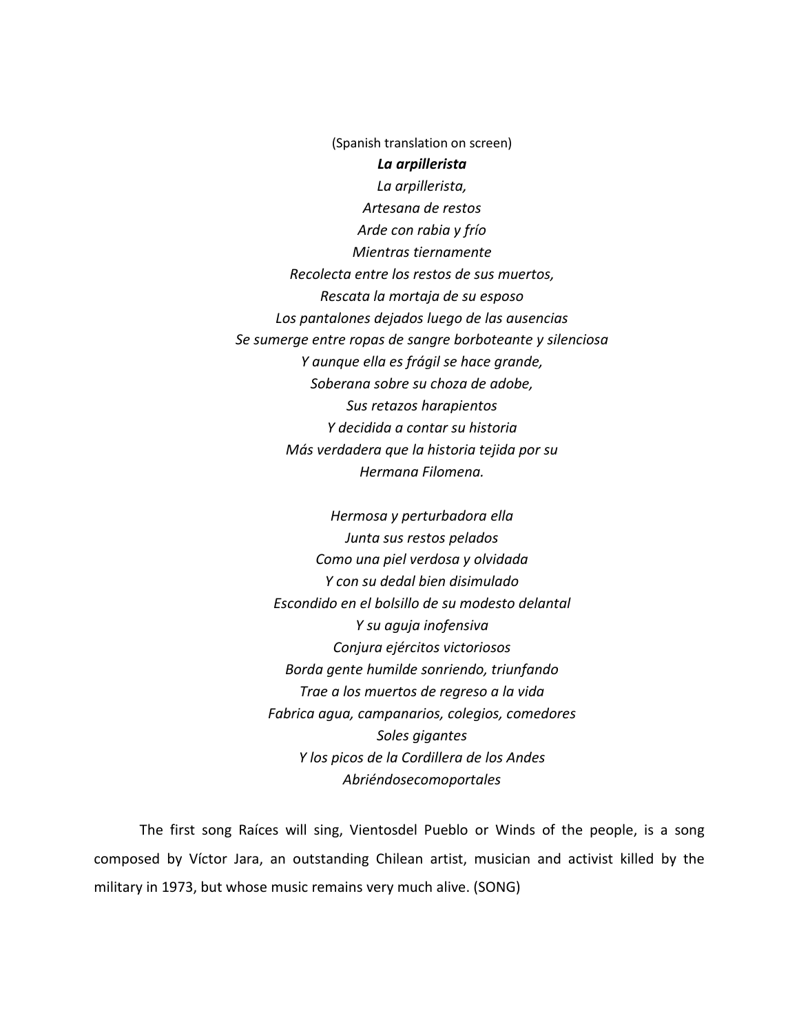(Spanish translation on screen)

***La arpillerista***

*La arpillerista,*
*Artesana de restos*
*Arde con rabia y frío*
*Mientras tiernamente*
*Recolecta entre los restos de sus muertos,*
*Rescata la mortaja de su esposo*
*Los pantalones dejados luego de las ausencias*
*Se sumerge entre ropas de sangre borboteante y silenciosa*
*Y aunque ella es frágil se hace grande,*
*Soberana sobre su choza de adobe,*
*Sus retazos harapientos*
*Y decidida a contar su historia*
*Más verdadera que la historia tejida por su*
*Hermana Filomena.*

*Hermosa y perturbadora ella*
*Junta sus restos pelados*
*Como una piel verdosa y olvidada*
*Y con su dedal bien disimulado*
*Escondido en el bolsillo de su modesto delantal*
*Y su aguja inofensiva*
*Conjura ejércitos victoriosos*
*Borda gente humilde sonriendo, triunfando*
*Trae a los muertos de regreso a la vida*
*Fabrica agua, campanarios, colegios, comedores*
*Soles gigantes*
*Y los picos de la Cordillera de los Andes*
*Abriéndosecomoportales*

The first song Raíces will sing, Vientosdel Pueblo or Winds of the people, is a song composed by Víctor Jara, an outstanding Chilean artist, musician and activist killed by the military in 1973, but whose music remains very much alive. (SONG)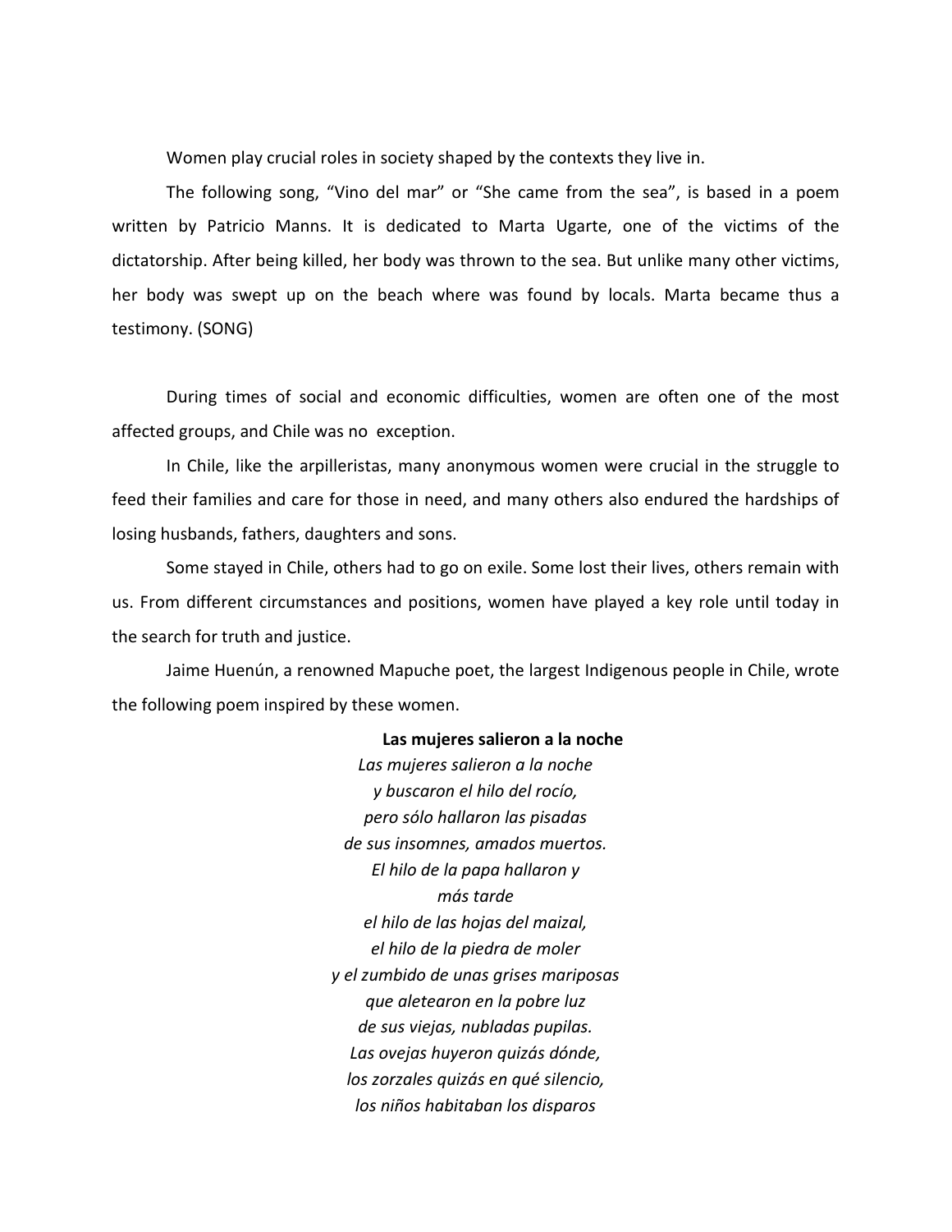Women play crucial roles in society shaped by the contexts they live in.

The following song, “Vino del mar” or “She came from the sea”, is based in a poem written by Patricio Manns. It is dedicated to Marta Ugarte, one of the victims of the dictatorship. After being killed, her body was thrown to the sea. But unlike many other victims, her body was swept up on the beach where was found by locals. Marta became thus a testimony. (SONG)

During times of social and economic difficulties, women are often one of the most affected groups, and Chile was no exception.

In Chile, like the arpilleristas, many anonymous women were crucial in the struggle to feed their families and care for those in need, and many others also endured the hardships of losing husbands, fathers, daughters and sons.

Some stayed in Chile, others had to go on exile. Some lost their lives, others remain with us. From different circumstances and positions, women have played a key role until today in the search for truth and justice.

Jaime Huenún, a renowned Mapuche poet, the largest Indigenous people in Chile, wrote the following poem inspired by these women.

**Las mujeres salieron a la noche**

*Las mujeres salieron a la noche*
*y buscaron el hilo del rocío,*
*pero sólo hallaron las pisadas*
*de sus insomnes, amados muertos.*
*El hilo de la papa hallaron y*
*más tarde*
*el hilo de las hojas del maizal,*
*el hilo de la piedra de moler*
*y el zumbido de unas grises mariposas*
*que aletearon en la pobre luz*
*de sus viejas, nubladas pupilas.*
*Las ovejas huyeron quizás dónde,*
*los zorzales quizás en qué silencio,*
*los niños habitaban los disparos*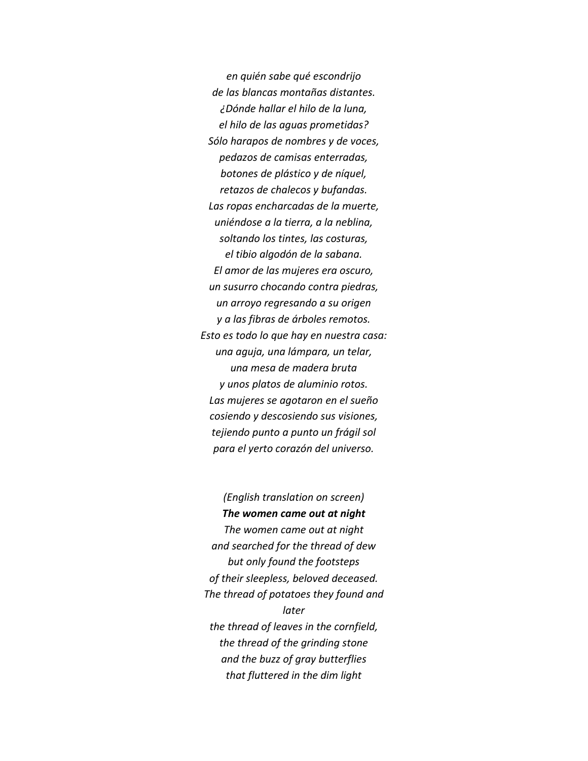*en quién sabe qué escondrijo*
*de las blancas montañas distantes.*
*¿Dónde hallar el hilo de la luna,*
*el hilo de las aguas prometidas?*
*Sólo harapos de nombres y de voces,*
*pedazos de camisas enterradas,*
*botones de plástico y de níquel,*
*retazos de chalecos y bufandas.*
*Las ropas encharcadas de la muerte,*
*uniéndose a la tierra, a la neblina,*
*soltando los tintes, las costuras,*
*el tibio algodón de la sabana.*
*El amor de las mujeres era oscuro,*
*un susurro chocando contra piedras,*
*un arroyo regresando a su origen*
*y a las fibras de árboles remotos.*
*Esto es todo lo que hay en nuestra casa:*
*una aguja, una lámpara, un telar,*
*una mesa de madera bruta*
*y unos platos de aluminio rotos.*
*Las mujeres se agotaron en el sueño*
*cosiendo y descosiendo sus visiones,*
*tejiendo punto a punto un frágil sol*
*para el yerto corazón del universo.*

*(English translation on screen)*

***The women came out at night***

*The women came out at night*
*and searched for the thread of dew*
*but only found the footsteps*
*of their sleepless, beloved deceased.*
*The thread of potatoes they found and later*
*the thread of leaves in the cornfield,*
*the thread of the grinding stone*
*and the buzz of gray butterflies*
*that fluttered in the dim light*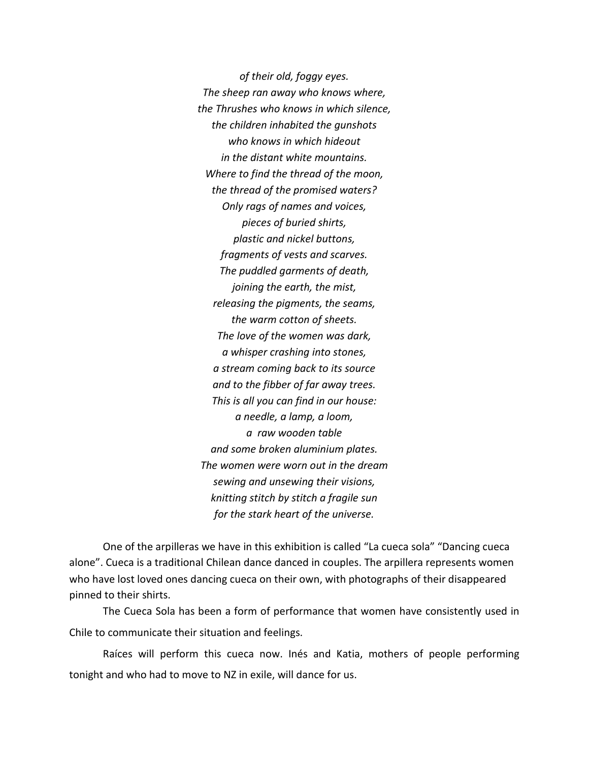*of their old, foggy eyes.*
*The sheep ran away who knows where,*
*the Thrushes who knows in which silence,*
*the children inhabited the gunshots*
*who knows in which hideout*
*in the distant white mountains.*
*Where to find the thread of the moon,*
*the thread of the promised waters?*
*Only rags of names and voices,*
*pieces of buried shirts,*
*plastic and nickel buttons,*
*fragments of vests and scarves.*
*The puddled garments of death,*
*joining the earth, the mist,*
*releasing the pigments, the seams,*
*the warm cotton of sheets.*
*The love of the women was dark,*
*a whisper crashing into stones,*
*a stream coming back to its source*
*and to the fibber of far away trees.*
*This is all you can find in our house:*
*a needle, a lamp, a loom,*
*a raw wooden table*
*and some broken aluminium plates.*
*The women were worn out in the dream*
*sewing and unsewing their visions,*
*knitting stitch by stitch a fragile sun*
*for the stark heart of the universe.*

One of the arpilleras we have in this exhibition is called “La cueca sola” “Dancing cueca alone”. Cueca is a traditional Chilean dance danced in couples. The arpillera represents women who have lost loved ones dancing cueca on their own, with photographs of their disappeared pinned to their shirts.

The Cueca Sola has been a form of performance that women have consistently used in Chile to communicate their situation and feelings.

Raíces will perform this cueca now. Inés and Katia, mothers of people performing tonight and who had to move to NZ in exile, will dance for us.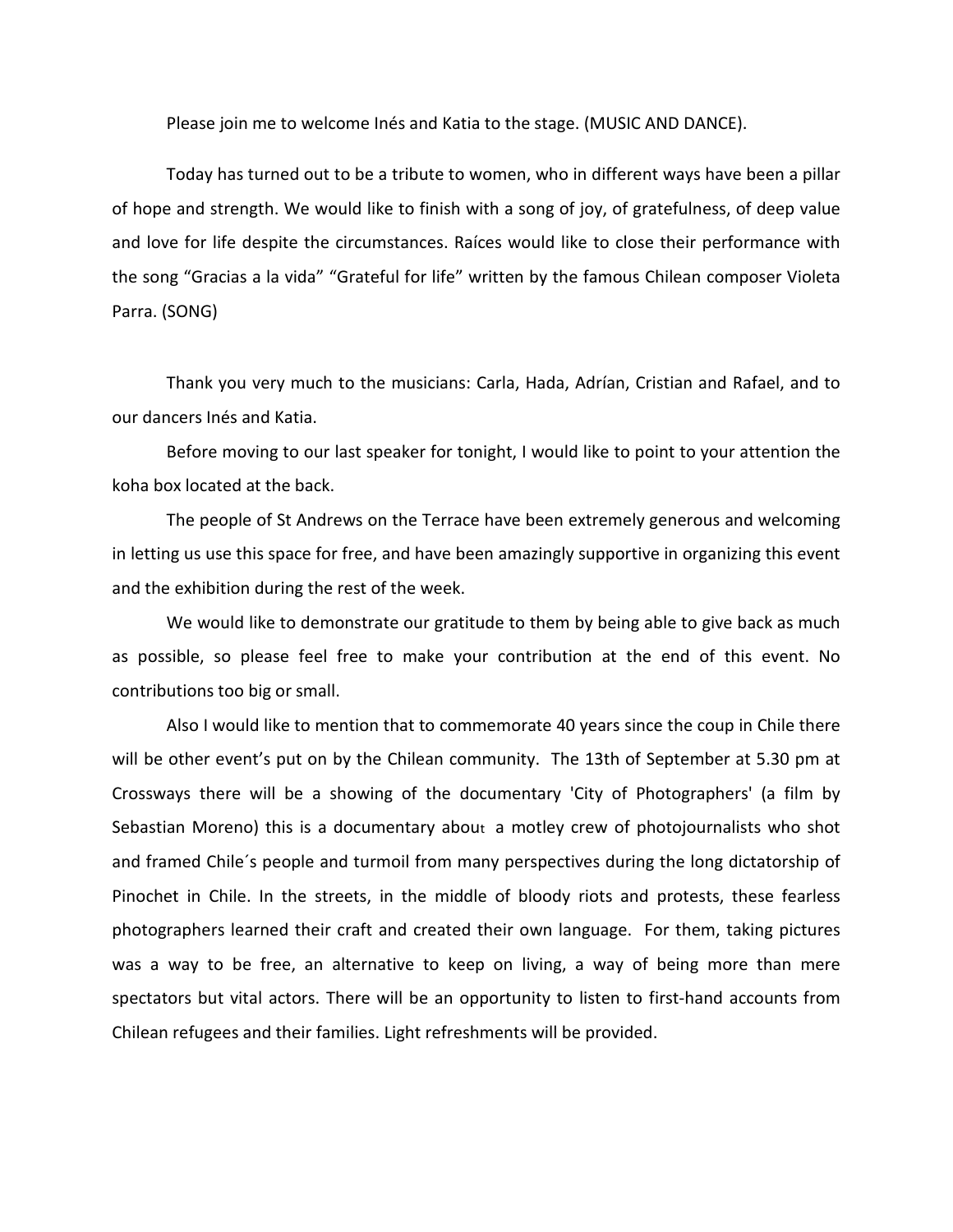Please join me to welcome Inés and Katia to the stage. (MUSIC AND DANCE).

Today has turned out to be a tribute to women, who in different ways have been a pillar of hope and strength. We would like to finish with a song of joy, of gratefulness, of deep value and love for life despite the circumstances. Raíces would like to close their performance with the song "Gracias a la vida" "Grateful for life" written by the famous Chilean composer Violeta Parra. (SONG)

Thank you very much to the musicians: Carla, Hada, Adrían, Cristian and Rafael, and to our dancers Inés and Katia.

Before moving to our last speaker for tonight, I would like to point to your attention the koha box located at the back.

The people of St Andrews on the Terrace have been extremely generous and welcoming in letting us use this space for free, and have been amazingly supportive in organizing this event and the exhibition during the rest of the week.

We would like to demonstrate our gratitude to them by being able to give back as much as possible, so please feel free to make your contribution at the end of this event. No contributions too big or small.

Also I would like to mention that to commemorate 40 years since the coup in Chile there will be other event's put on by the Chilean community. The 13th of September at 5.30 pm at Crossways there will be a showing of the documentary 'City of Photographers' (a film by Sebastian Moreno) this is a documentary about a motley crew of photojournalists who shot and framed Chile´s people and turmoil from many perspectives during the long dictatorship of Pinochet in Chile. In the streets, in the middle of bloody riots and protests, these fearless photographers learned their craft and created their own language. For them, taking pictures was a way to be free, an alternative to keep on living, a way of being more than mere spectators but vital actors. There will be an opportunity to listen to first-hand accounts from Chilean refugees and their families. Light refreshments will be provided.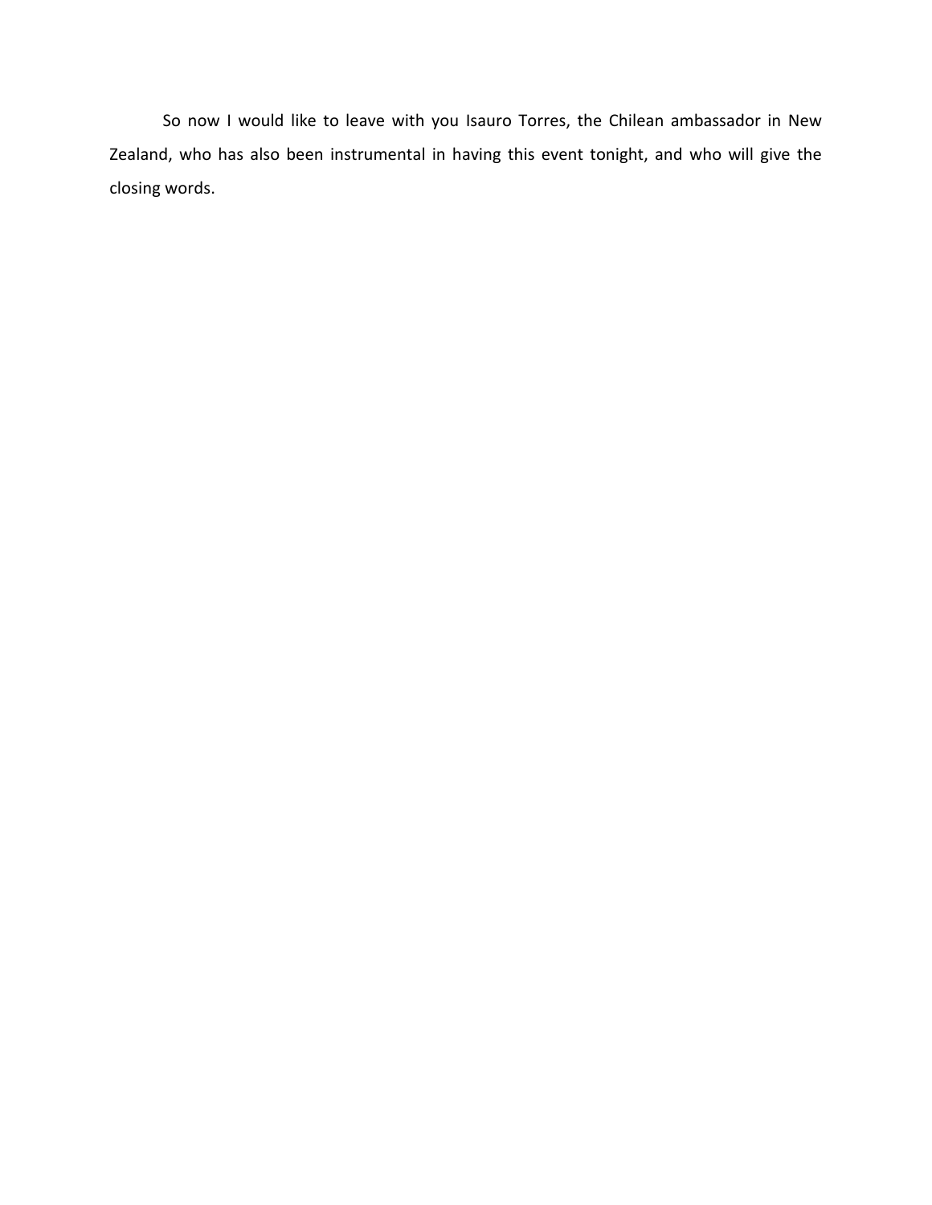So now I would like to leave with you Isauro Torres, the Chilean ambassador in New Zealand, who has also been instrumental in having this event tonight, and who will give the closing words.